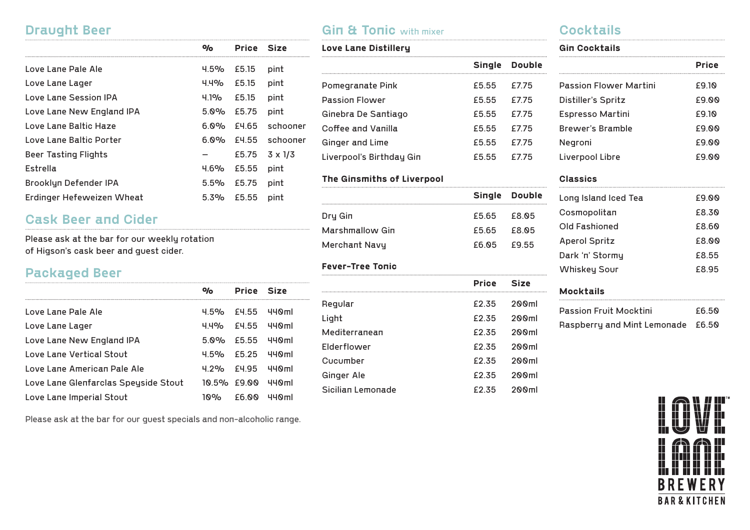## Draught Beer

| | % | Price | Size |
|---|---|---|---|
| Love Lane Pale Ale | 4.5% | £5.15 | pint |
| Love Lane Lager | 4.4% | £5.15 | pint |
| Love Lane Session IPA | 4.1% | £5.15 | pint |
| Love Lane New England IPA | 5.0% | £5.75 | pint |
| Love Lane Baltic Haze | 6.0% | £4.65 | schooner |
| Love Lane Baltic Porter | 6.0% | £4.55 | schooner |
| Beer Tasting Flights | – | £5.75 | 3 x 1/3 |
| Estrella | 4.6% | £5.55 | pint |
| Brooklyn Defender IPA | 5.5% | £5.75 | pint |
| Erdinger Hefeweizen Wheat | 5.3% | £5.55 | pint |

## Cask Beer and Cider

Please ask at the bar for our weekly rotation of Higson's cask beer and guest cider.

## Packaged Beer

| | % | Price | Size |
|---|---|---|---|
| Love Lane Pale Ale | 4.5% | £4.55 | 440ml |
| Love Lane Lager | 4.4% | £4.55 | 440ml |
| Love Lane New England IPA | 5.0% | £5.55 | 440ml |
| Love Lane Vertical Stout | 4.5% | £5.25 | 440ml |
| Love Lane American Pale Ale | 4.2% | £4.95 | 440ml |
| Love Lane Glenfarclas Speyside Stout | 10.5% | £9.00 | 440ml |
| Love Lane Imperial Stout | 10% | £6.00 | 440ml |

Please ask at the bar for our guest specials and non-alcoholic range.

## Gin & Tonic with mixer

### Love Lane Distillery

| | Single | Double |
|---|---|---|
| Pomegranate Pink | £5.55 | £7.75 |
| Passion Flower | £5.55 | £7.75 |
| Ginebra De Santiago | £5.55 | £7.75 |
| Coffee and Vanilla | £5.55 | £7.75 |
| Ginger and Lime | £5.55 | £7.75 |
| Liverpool's Birthday Gin | £5.55 | £7.75 |

### The Ginsmiths of Liverpool

| | Single | Double |
|---|---|---|
| Dry Gin | £5.65 | £8.05 |
| Marshmallow Gin | £5.65 | £8.05 |
| Merchant Navy | £6.05 | £9.55 |

### Fever-Tree Tonic

| | Price | Size |
|---|---|---|
| Regular | £2.35 | 200ml |
| Light | £2.35 | 200ml |
| Mediterranean | £2.35 | 200ml |
| Elderflower | £2.35 | 200ml |
| Cucumber | £2.35 | 200ml |
| Ginger Ale | £2.35 | 200ml |
| Sicilian Lemonade | £2.35 | 200ml |

## Cocktails

### Gin Cocktails

| | Price |
|---|---|
| Passion Flower Martini | £9.10 |
| Distiller's Spritz | £9.00 |
| Espresso Martini | £9.10 |
| Brewer's Bramble | £9.00 |
| Negroni | £9.00 |
| Liverpool Libre | £9.00 |

### Classics

| | |
|---|---|
| Long Island Iced Tea | £9.00 |
| Cosmopolitan | £8.30 |
| Old Fashioned | £8.60 |
| Aperol Spritz | £8.00 |
| Dark 'n' Stormy | £8.55 |
| Whiskey Sour | £8.95 |

### Mocktails

| | |
|---|---|
| Passion Fruit Mocktini | £6.50 |
| Raspberry and Mint Lemonade | £6.50 |

LOVE LANE™ BREWERY BAR & KITCHEN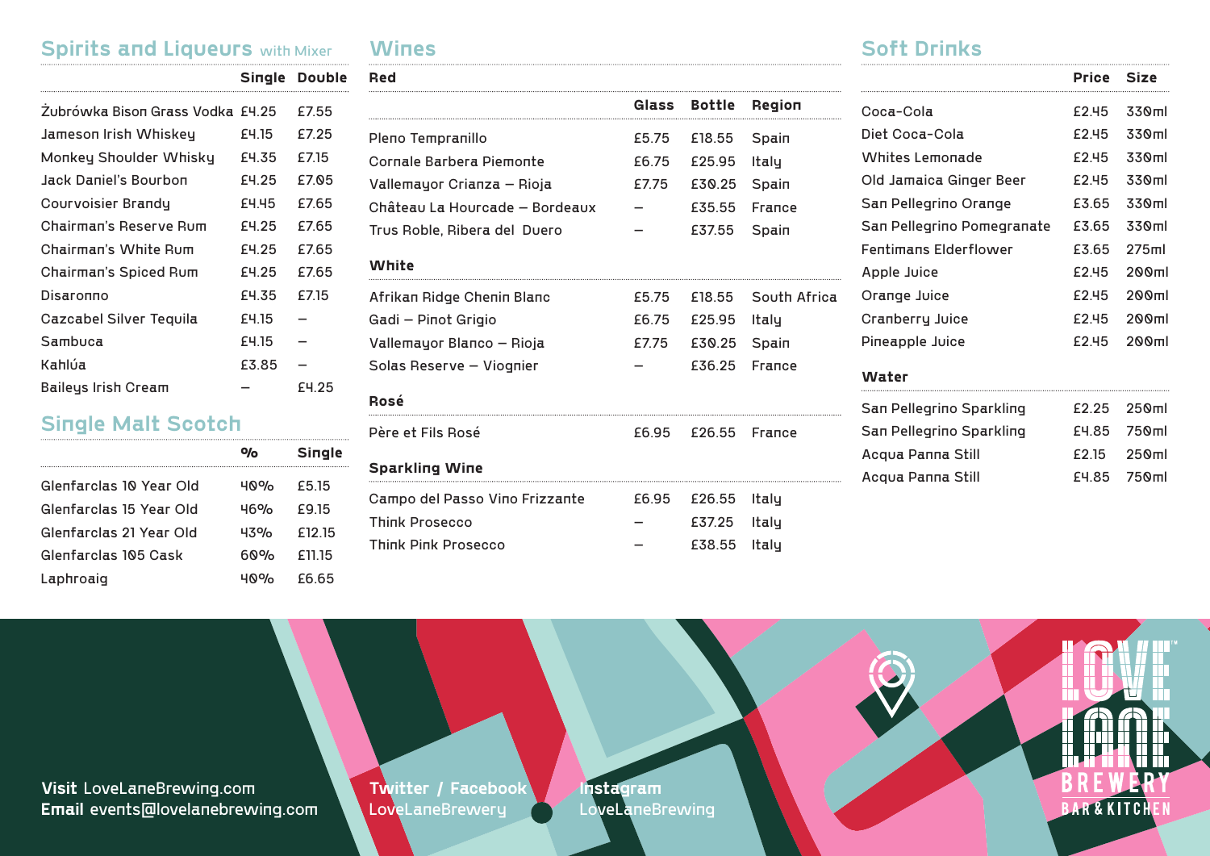## Spirits and Liqueurs with Mixer

| | Single | Double |
|---|---|---|
| Żubrówka Bison Grass Vodka | £4.25 | £7.55 |
| Jameson Irish Whiskey | £4.15 | £7.25 |
| Monkey Shoulder Whisky | £4.35 | £7.15 |
| Jack Daniel's Bourbon | £4.25 | £7.05 |
| Courvoisier Brandy | £4.45 | £7.65 |
| Chairman's Reserve Rum | £4.25 | £7.65 |
| Chairman's White Rum | £4.25 | £7.65 |
| Chairman's Spiced Rum | £4.25 | £7.65 |
| Disaronno | £4.35 | £7.15 |
| Cazcabel Silver Tequila | £4.15 | – |
| Sambuca | £4.15 | – |
| Kahlúa | £3.85 | – |
| Baileys Irish Cream | – | £4.25 |

## Single Malt Scotch

| | % | Single |
|---|---|---|
| Glenfarclas 10 Year Old | 40% | £5.15 |
| Glenfarclas 15 Year Old | 46% | £9.15 |
| Glenfarclas 21 Year Old | 43% | £12.15 |
| Glenfarclas 105 Cask | 60% | £11.15 |
| Laphroaig | 40% | £6.65 |

## Wines

### Red

| | Glass | Bottle | Region |
|---|---|---|---|
| Pleno Tempranillo | £5.75 | £18.55 | Spain |
| Cornale Barbera Piemonte | £6.75 | £25.95 | Italy |
| Vallemayor Crianza – Rioja | £7.75 | £30.25 | Spain |
| Château La Hourcade – Bordeaux | – | £35.55 | France |
| Trus Roble, Ribera del Duero | – | £37.55 | Spain |

### White

| | Glass | Bottle | Region |
|---|---|---|---|
| Afrikan Ridge Chenin Blanc | £5.75 | £18.55 | South Africa |
| Gadi – Pinot Grigio | £6.75 | £25.95 | Italy |
| Vallemayor Blanco – Rioja | £7.75 | £30.25 | Spain |
| Solas Reserve – Viognier | – | £36.25 | France |

### Rosé

| | Glass | Bottle | Region |
|---|---|---|---|
| Père et Fils Rosé | £6.95 | £26.55 | France |

### Sparkling Wine

| | Glass | Bottle | Region |
|---|---|---|---|
| Campo del Passo Vino Frizzante | £6.95 | £26.55 | Italy |
| Think Prosecco | – | £37.25 | Italy |
| Think Pink Prosecco | – | £38.55 | Italy |

## Soft Drinks

| | Price | Size |
|---|---|---|
| Coca-Cola | £2.45 | 330ml |
| Diet Coca-Cola | £2.45 | 330ml |
| Whites Lemonade | £2.45 | 330ml |
| Old Jamaica Ginger Beer | £2.45 | 330ml |
| San Pellegrino Orange | £3.65 | 330ml |
| San Pellegrino Pomegranate | £3.65 | 330ml |
| Fentimans Elderflower | £3.65 | 275ml |
| Apple Juice | £2.45 | 200ml |
| Orange Juice | £2.45 | 200ml |
| Cranberry Juice | £2.45 | 200ml |
| Pineapple Juice | £2.45 | 200ml |

### Water

| | Price | Size |
|---|---|---|
| San Pellegrino Sparkling | £2.25 | 250ml |
| San Pellegrino Sparkling | £4.85 | 750ml |
| Acqua Panna Still | £2.15 | 250ml |
| Acqua Panna Still | £4.85 | 750ml |

**Visit** LoveLaneBrewing.com
**Email** events@lovelanebrewing.com

**Twitter / Facebook**
LoveLaneBrewery

**Instagram**
LoveLaneBrewing

LOVE LANE BREWERY BAR & KITCHEN